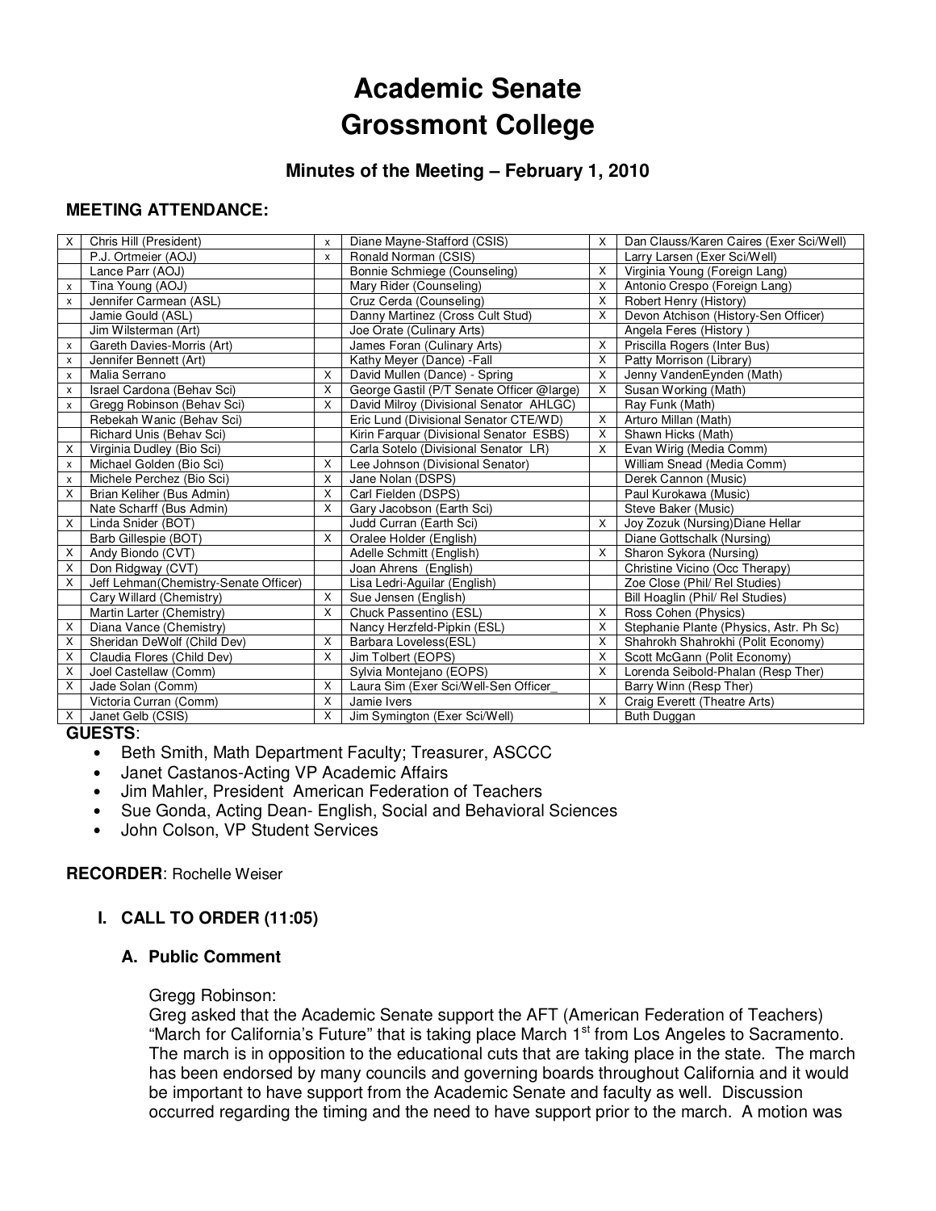# Academic Senate
# Grossmont College

### Minutes of the Meeting – February 1, 2010

## MEETING ATTENDANCE:

| | | | | | |
|---|---|---|---|---|---|
| X | Chris Hill (President) | x | Diane Mayne-Stafford (CSIS) | X | Dan Clauss/Karen Caires (Exer Sci/Well) |
| | P.J. Ortmeier (AOJ) | x | Ronald Norman (CSIS) | | Larry Larsen (Exer Sci/Well) |
| | Lance Parr (AOJ) | | Bonnie Schmiege (Counseling) | X | Virginia Young (Foreign Lang) |
| x | Tina Young (AOJ) | | Mary Rider (Counseling) | X | Antonio Crespo (Foreign Lang) |
| x | Jennifer Carmean (ASL) | | Cruz Cerda (Counseling) | X | Robert Henry (History) |
| | Jamie Gould (ASL) | | Danny Martinez (Cross Cult Stud) | X | Devon Atchison (History-Sen Officer) |
| | Jim Wilsterman (Art) | | Joe Orate (Culinary Arts) | | Angela Feres (History ) |
| x | Gareth Davies-Morris (Art) | | James Foran (Culinary Arts) | X | Priscilla Rogers (Inter Bus) |
| x | Jennifer Bennett (Art) | | Kathy Meyer (Dance) -Fall | X | Patty Morrison (Library) |
| x | Malia Serrano | X | David Mullen (Dance) - Spring | X | Jenny VandenEynden (Math) |
| x | Israel Cardona (Behav Sci) | X | George Gastil (P/T Senate Officer @large) | X | Susan Working (Math) |
| x | Gregg Robinson (Behav Sci) | X | David Milroy (Divisional Senator AHLGC) | | Ray Funk (Math) |
| | Rebekah Wanic (Behav Sci) | | Eric Lund (Divisional Senator CTE/WD) | X | Arturo Millan (Math) |
| | Richard Unis (Behav Sci) | | Kirin Farquar (Divisional Senator ESBS) | X | Shawn Hicks (Math) |
| X | Virginia Dudley (Bio Sci) | | Carla Sotelo (Divisional Senator LR) | X | Evan Wirig (Media Comm) |
| x | Michael Golden (Bio Sci) | X | Lee Johnson (Divisional Senator) | | William Snead (Media Comm) |
| x | Michele Perchez (Bio Sci) | X | Jane Nolan (DSPS) | | Derek Cannon (Music) |
| X | Brian Keliher (Bus Admin) | X | Carl Fielden (DSPS) | | Paul Kurokawa (Music) |
| | Nate Scharff (Bus Admin) | X | Gary Jacobson (Earth Sci) | | Steve Baker (Music) |
| X | Linda Snider (BOT) | | Judd Curran (Earth Sci) | X | Joy Zozuk (Nursing)Diane Hellar |
| | Barb Gillespie (BOT) | X | Oralee Holder (English) | | Diane Gottschalk (Nursing) |
| X | Andy Biondo (CVT) | | Adelle Schmitt (English) | X | Sharon Sykora (Nursing) |
| X | Don Ridgway (CVT) | | Joan Ahrens (English) | | Christine Vicino (Occ Therapy) |
| X | Jeff Lehman(Chemistry-Senate Officer) | | Lisa Ledri-Aguilar (English) | | Zoe Close (Phil/ Rel Studies) |
| | Cary Willard (Chemistry) | X | Sue Jensen (English) | | Bill Hoaglin (Phil/ Rel Studies) |
| | Martin Larter (Chemistry) | X | Chuck Passentino (ESL) | X | Ross Cohen (Physics) |
| X | Diana Vance (Chemistry) | | Nancy Herzfeld-Pipkin (ESL) | X | Stephanie Plante (Physics, Astr. Ph Sc) |
| X | Sheridan DeWolf (Child Dev) | X | Barbara Loveless(ESL) | X | Shahrokh Shahrokhi (Polit Economy) |
| X | Claudia Flores (Child Dev) | X | Jim Tolbert (EOPS) | X | Scott McGann (Polit Economy) |
| X | Joel Castellaw (Comm) | | Sylvia Montejano (EOPS) | X | Lorenda Seibold-Phalan (Resp Ther) |
| X | Jade Solan (Comm) | X | Laura Sim (Exer Sci/Well-Sen Officer_ | | Barry Winn (Resp Ther) |
| | Victoria Curran (Comm) | X | Jamie Ivers | X | Craig Everett (Theatre Arts) |
| X | Janet Gelb (CSIS) | X | Jim Symington (Exer Sci/Well) | | Buth Duggan |

**GUESTS**:

- Beth Smith, Math Department Faculty; Treasurer, ASCCC
- Janet Castanos-Acting VP Academic Affairs
- Jim Mahler, President American Federation of Teachers
- Sue Gonda, Acting Dean- English, Social and Behavioral Sciences
- John Colson, VP Student Services

**RECORDER**: Rochelle Weiser

## I. CALL TO ORDER (11:05)

### A. Public Comment

Gregg Robinson:
Greg asked that the Academic Senate support the AFT (American Federation of Teachers) "March for California's Future" that is taking place March 1st from Los Angeles to Sacramento. The march is in opposition to the educational cuts that are taking place in the state. The march has been endorsed by many councils and governing boards throughout California and it would be important to have support from the Academic Senate and faculty as well. Discussion occurred regarding the timing and the need to have support prior to the march. A motion was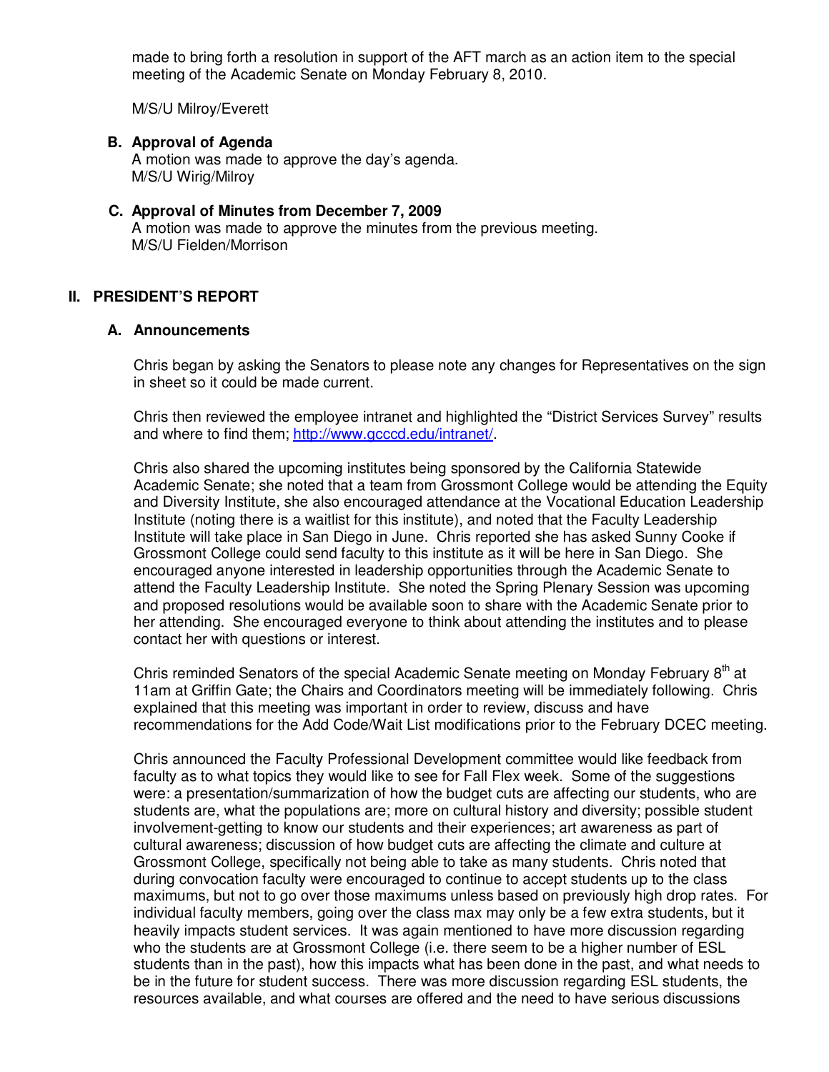made to bring forth a resolution in support of the AFT march as an action item to the special meeting of the Academic Senate on Monday February 8, 2010.

M/S/U Milroy/Everett

**B. Approval of Agenda**

A motion was made to approve the day's agenda.
M/S/U Wirig/Milroy

**C. Approval of Minutes from December 7, 2009**

A motion was made to approve the minutes from the previous meeting.
M/S/U Fielden/Morrison

## II. PRESIDENT'S REPORT

### A. Announcements

Chris began by asking the Senators to please note any changes for Representatives on the sign in sheet so it could be made current.

Chris then reviewed the employee intranet and highlighted the "District Services Survey" results and where to find them; http://www.gcccd.edu/intranet/.

Chris also shared the upcoming institutes being sponsored by the California Statewide Academic Senate; she noted that a team from Grossmont College would be attending the Equity and Diversity Institute, she also encouraged attendance at the Vocational Education Leadership Institute (noting there is a waitlist for this institute), and noted that the Faculty Leadership Institute will take place in San Diego in June. Chris reported she has asked Sunny Cooke if Grossmont College could send faculty to this institute as it will be here in San Diego. She encouraged anyone interested in leadership opportunities through the Academic Senate to attend the Faculty Leadership Institute. She noted the Spring Plenary Session was upcoming and proposed resolutions would be available soon to share with the Academic Senate prior to her attending. She encouraged everyone to think about attending the institutes and to please contact her with questions or interest.

Chris reminded Senators of the special Academic Senate meeting on Monday February 8th at 11am at Griffin Gate; the Chairs and Coordinators meeting will be immediately following. Chris explained that this meeting was important in order to review, discuss and have recommendations for the Add Code/Wait List modifications prior to the February DCEC meeting.

Chris announced the Faculty Professional Development committee would like feedback from faculty as to what topics they would like to see for Fall Flex week. Some of the suggestions were: a presentation/summarization of how the budget cuts are affecting our students, who are students are, what the populations are; more on cultural history and diversity; possible student involvement-getting to know our students and their experiences; art awareness as part of cultural awareness; discussion of how budget cuts are affecting the climate and culture at Grossmont College, specifically not being able to take as many students. Chris noted that during convocation faculty were encouraged to continue to accept students up to the class maximums, but not to go over those maximums unless based on previously high drop rates. For individual faculty members, going over the class max may only be a few extra students, but it heavily impacts student services. It was again mentioned to have more discussion regarding who the students are at Grossmont College (i.e. there seem to be a higher number of ESL students than in the past), how this impacts what has been done in the past, and what needs to be in the future for student success. There was more discussion regarding ESL students, the resources available, and what courses are offered and the need to have serious discussions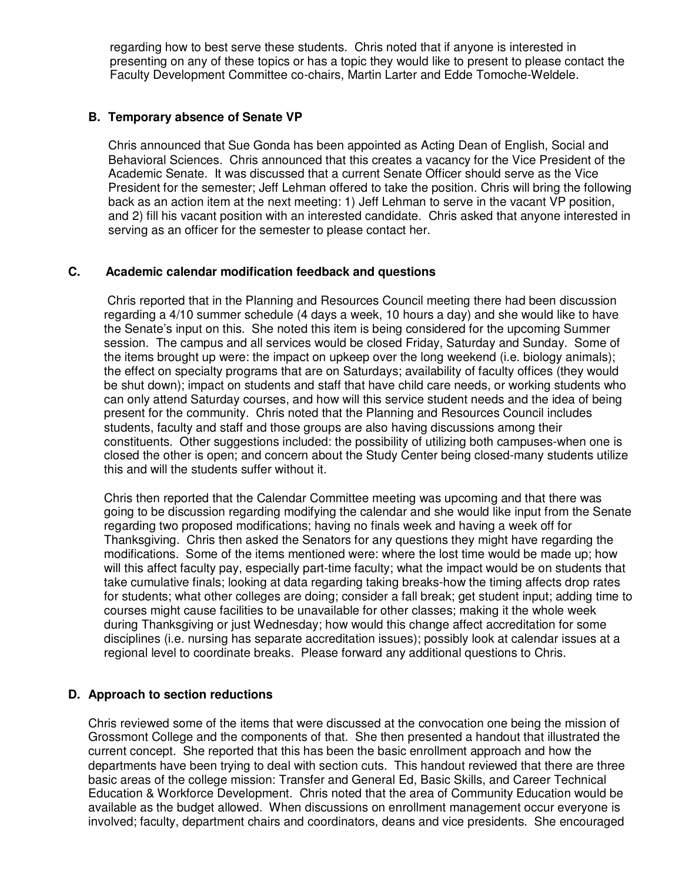regarding how to best serve these students. Chris noted that if anyone is interested in presenting on any of these topics or has a topic they would like to present to please contact the Faculty Development Committee co-chairs, Martin Larter and Edde Tomoche-Weldele.

### B. Temporary absence of Senate VP

Chris announced that Sue Gonda has been appointed as Acting Dean of English, Social and Behavioral Sciences. Chris announced that this creates a vacancy for the Vice President of the Academic Senate. It was discussed that a current Senate Officer should serve as the Vice President for the semester; Jeff Lehman offered to take the position. Chris will bring the following back as an action item at the next meeting: 1) Jeff Lehman to serve in the vacant VP position, and 2) fill his vacant position with an interested candidate. Chris asked that anyone interested in serving as an officer for the semester to please contact her.

### C. Academic calendar modification feedback and questions

Chris reported that in the Planning and Resources Council meeting there had been discussion regarding a 4/10 summer schedule (4 days a week, 10 hours a day) and she would like to have the Senate's input on this. She noted this item is being considered for the upcoming Summer session. The campus and all services would be closed Friday, Saturday and Sunday. Some of the items brought up were: the impact on upkeep over the long weekend (i.e. biology animals); the effect on specialty programs that are on Saturdays; availability of faculty offices (they would be shut down); impact on students and staff that have child care needs, or working students who can only attend Saturday courses, and how will this service student needs and the idea of being present for the community. Chris noted that the Planning and Resources Council includes students, faculty and staff and those groups are also having discussions among their constituents. Other suggestions included: the possibility of utilizing both campuses-when one is closed the other is open; and concern about the Study Center being closed-many students utilize this and will the students suffer without it.

Chris then reported that the Calendar Committee meeting was upcoming and that there was going to be discussion regarding modifying the calendar and she would like input from the Senate regarding two proposed modifications; having no finals week and having a week off for Thanksgiving. Chris then asked the Senators for any questions they might have regarding the modifications. Some of the items mentioned were: where the lost time would be made up; how will this affect faculty pay, especially part-time faculty; what the impact would be on students that take cumulative finals; looking at data regarding taking breaks-how the timing affects drop rates for students; what other colleges are doing; consider a fall break; get student input; adding time to courses might cause facilities to be unavailable for other classes; making it the whole week during Thanksgiving or just Wednesday; how would this change affect accreditation for some disciplines (i.e. nursing has separate accreditation issues); possibly look at calendar issues at a regional level to coordinate breaks. Please forward any additional questions to Chris.

### D. Approach to section reductions

Chris reviewed some of the items that were discussed at the convocation one being the mission of Grossmont College and the components of that. She then presented a handout that illustrated the current concept. She reported that this has been the basic enrollment approach and how the departments have been trying to deal with section cuts. This handout reviewed that there are three basic areas of the college mission: Transfer and General Ed, Basic Skills, and Career Technical Education & Workforce Development. Chris noted that the area of Community Education would be available as the budget allowed. When discussions on enrollment management occur everyone is involved; faculty, department chairs and coordinators, deans and vice presidents. She encouraged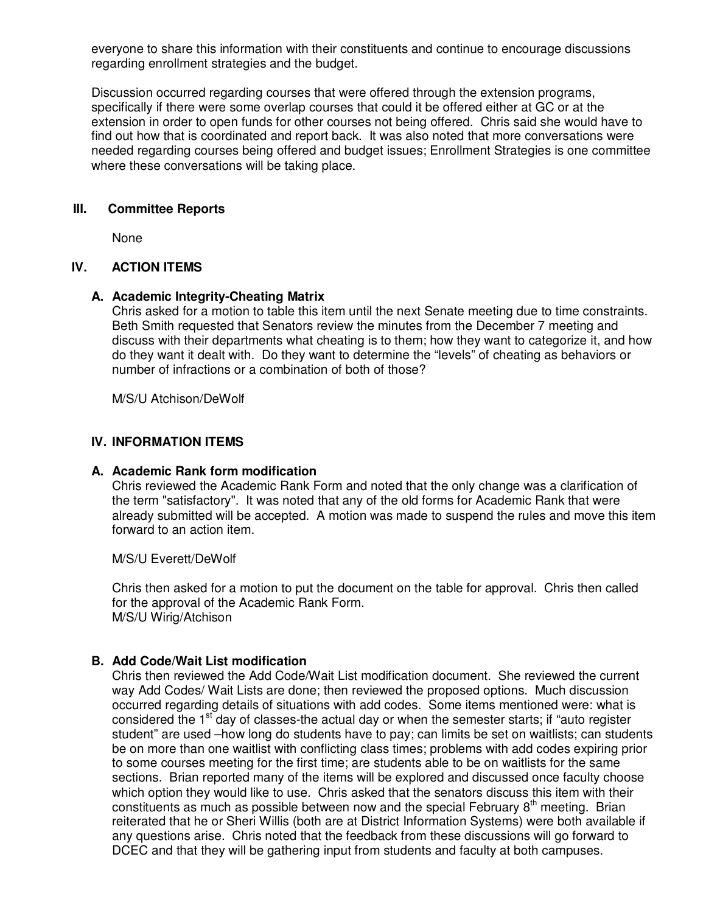everyone to share this information with their constituents and continue to encourage discussions regarding enrollment strategies and the budget.

Discussion occurred regarding courses that were offered through the extension programs, specifically if there were some overlap courses that could it be offered either at GC or at the extension in order to open funds for other courses not being offered. Chris said she would have to find out how that is coordinated and report back. It was also noted that more conversations were needed regarding courses being offered and budget issues; Enrollment Strategies is one committee where these conversations will be taking place.

## III. Committee Reports

None

## IV. ACTION ITEMS

### A. Academic Integrity-Cheating Matrix

Chris asked for a motion to table this item until the next Senate meeting due to time constraints. Beth Smith requested that Senators review the minutes from the December 7 meeting and discuss with their departments what cheating is to them; how they want to categorize it, and how do they want it dealt with. Do they want to determine the "levels" of cheating as behaviors or number of infractions or a combination of both of those?

M/S/U Atchison/DeWolf

## IV. INFORMATION ITEMS

### A. Academic Rank form modification

Chris reviewed the Academic Rank Form and noted that the only change was a clarification of the term "satisfactory". It was noted that any of the old forms for Academic Rank that were already submitted will be accepted. A motion was made to suspend the rules and move this item forward to an action item.

M/S/U Everett/DeWolf

Chris then asked for a motion to put the document on the table for approval. Chris then called for the approval of the Academic Rank Form.
M/S/U Wirig/Atchison

### B. Add Code/Wait List modification

Chris then reviewed the Add Code/Wait List modification document. She reviewed the current way Add Codes/ Wait Lists are done; then reviewed the proposed options. Much discussion occurred regarding details of situations with add codes. Some items mentioned were: what is considered the 1st day of classes-the actual day or when the semester starts; if "auto register student" are used –how long do students have to pay; can limits be set on waitlists; can students be on more than one waitlist with conflicting class times; problems with add codes expiring prior to some courses meeting for the first time; are students able to be on waitlists for the same sections. Brian reported many of the items will be explored and discussed once faculty choose which option they would like to use. Chris asked that the senators discuss this item with their constituents as much as possible between now and the special February 8th meeting. Brian reiterated that he or Sheri Willis (both are at District Information Systems) were both available if any questions arise. Chris noted that the feedback from these discussions will go forward to DCEC and that they will be gathering input from students and faculty at both campuses.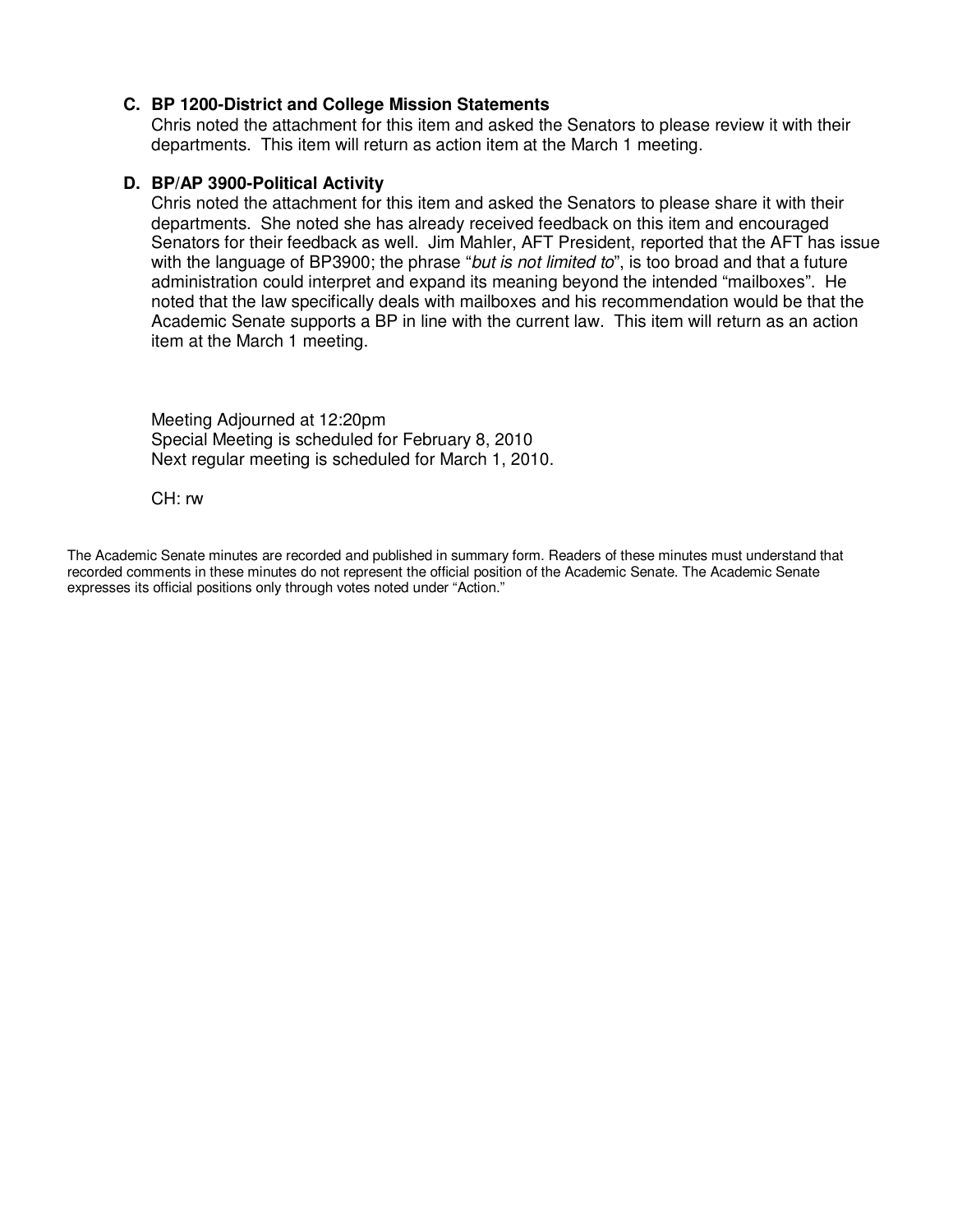**C. BP 1200-District and College Mission Statements**

Chris noted the attachment for this item and asked the Senators to please review it with their departments. This item will return as action item at the March 1 meeting.

**D. BP/AP 3900-Political Activity**

Chris noted the attachment for this item and asked the Senators to please share it with their departments. She noted she has already received feedback on this item and encouraged Senators for their feedback as well. Jim Mahler, AFT President, reported that the AFT has issue with the language of BP3900; the phrase "*but is not limited to*", is too broad and that a future administration could interpret and expand its meaning beyond the intended "mailboxes". He noted that the law specifically deals with mailboxes and his recommendation would be that the Academic Senate supports a BP in line with the current law. This item will return as an action item at the March 1 meeting.

Meeting Adjourned at 12:20pm
Special Meeting is scheduled for February 8, 2010
Next regular meeting is scheduled for March 1, 2010.

CH: rw

The Academic Senate minutes are recorded and published in summary form. Readers of these minutes must understand that recorded comments in these minutes do not represent the official position of the Academic Senate. The Academic Senate expresses its official positions only through votes noted under "Action."